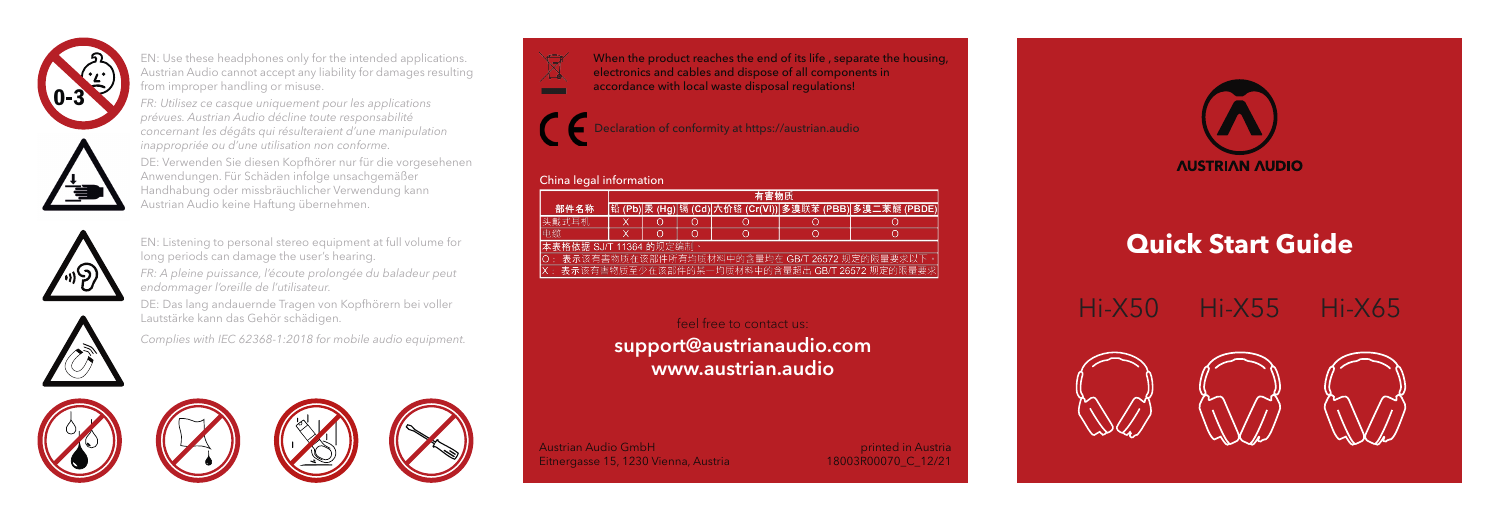EN: Use these headphones only for the intended applications. Austrian Audio cannot accept any liability for damages resulting from improper handling or misuse.

*FR: Utilisez ce casque uniquement pour les applications prévues. Austrian Audio décline toute responsabilité concernant les dégâts qui résulteraient d'une manipulation inappropriée ou d'une utilisation non conforme.*

DE: Verwenden Sie diesen Kopfhörer nur für die vorgesehenen Anwendungen. Für Schäden infolge unsachgemäßer Handhabung oder missbräuchlicher Verwendung kann Austrian Audio keine Haftung übernehmen.

EN: Listening to personal stereo equipment at full volume for long periods can damage the user's hearing.

*FR: A pleine puissance, l'écoute prolongée du baladeur peut endommager l'oreille de l'utilisateur.*

DE: Das lang andauernde Tragen von Kopfhörern bei voller Lautstärke kann das Gehör schädigen.

*Complies with IEC 62368-1:2018 for mobile audio equipment.*

**When the product reaches the end of its life , separate the housing, electronics and cables and dispose of all components in accordance with local waste disposal regulations!**

Declaration of conformity at https://austrian.audio

China legal information

| 部件名称 | 有害物质 | | | | | |
|---|---|---|---|---|---|---|
| | 铅 (Pb) | 汞 (Hg) | 镉 (Cd) | 六价铬 (Cr(VI)) | 多溴联苯 (PBB) | 多溴二苯醚 (PBDE) |
| 头戴式耳机 | X | O | O | O | O | O |
| 电缆 | X | O | O | O | O | O |

本表格依据 SJ/T 11364 的规定编制。

O： 表示该有害物质在该部件所有均质材料中的含量均在 GB/T 26572 规定的限量要求以下。

X： 表示该有害物质至少在该部件的某一均质材料中的含量超出 GB/T 26572 规定的限量要求

feel free to contact us:

**support@austrianaudio.com**
**www.austrian.audio**

Austrian Audio GmbH
Eitnergasse 15, 1230 Vienna, Austria

printed in Austria
18003R00070_C_12/21

AUSTRIAN AUDIO

# Quick Start Guide

Hi-X50 Hi-X55 Hi-X65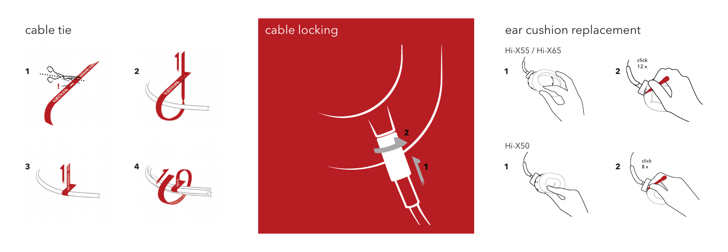## cable tie

1

2

3

4

## cable locking

2

1

## ear cushion replacement

Hi-X55 / Hi-X65

1

2

click
12 x

Hi-X50

1

2

click
8 x